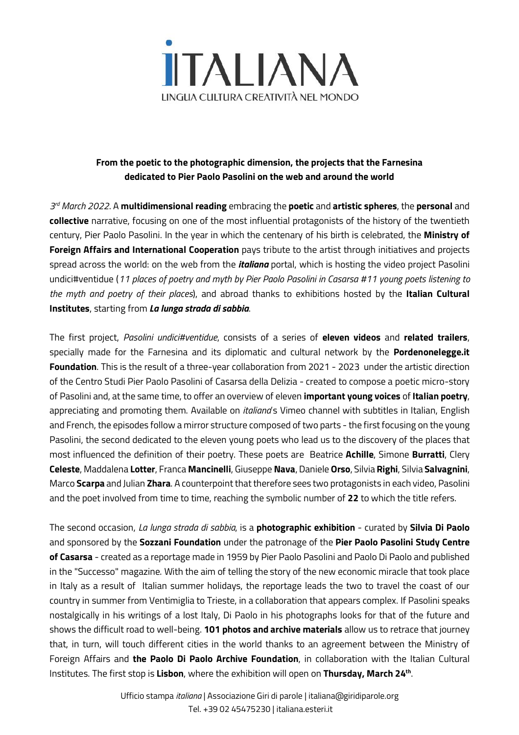# ITALIANA

LINGUA CULTURA CREATIVITÀ NEL MONDO

**From the poetic to the photographic dimension, the projects that the Farnesina dedicated to Pier Paolo Pasolini on the web and around the world**

*3rd March 2022*. A **multidimensional reading** embracing the **poetic** and **artistic spheres**, the **personal** and **collective** narrative, focusing on one of the most influential protagonists of the history of the twentieth century, Pier Paolo Pasolini. In the year in which the centenary of his birth is celebrated, the **Ministry of Foreign Affairs and International Cooperation** pays tribute to the artist through initiatives and projects spread across the world: on the web from the ***italiana*** portal, which is hosting the video project Pasolini undici#ventidue (*11 places of poetry and myth by Pier Paolo Pasolini in Casarsa #11 young poets listening to the myth and poetry of their places*), and abroad thanks to exhibitions hosted by the **Italian Cultural Institutes**, starting from ***La lunga strada di sabbia***.

The first project, *Pasolini undici#ventidue*, consists of a series of **eleven videos** and **related trailers**, specially made for the Farnesina and its diplomatic and cultural network by the **Pordenonelegge.it Foundation**. This is the result of a three-year collaboration from 2021 - 2023 under the artistic direction of the Centro Studi Pier Paolo Pasolini of Casarsa della Delizia - created to compose a poetic micro-story of Pasolini and, at the same time, to offer an overview of eleven **important young voices** of **Italian poetry**, appreciating and promoting them. Available on *italiana*'s Vimeo channel with subtitles in Italian, English and French, the episodes follow a mirror structure composed of two parts - the first focusing on the young Pasolini, the second dedicated to the eleven young poets who lead us to the discovery of the places that most influenced the definition of their poetry. These poets are Beatrice **Achille**, Simone **Burratti**, Clery **Celeste**, Maddalena **Lotter**, Franca **Mancinelli**, Giuseppe **Nava**, Daniele **Orso**, Silvia **Righi**, Silvia **Salvagnini**, Marco **Scarpa** and Julian **Zhara**. A counterpoint that therefore sees two protagonists in each video, Pasolini and the poet involved from time to time, reaching the symbolic number of **22** to which the title refers.

The second occasion, *La lunga strada di sabbia*, is a **photographic exhibition** - curated by **Silvia Di Paolo** and sponsored by the **Sozzani Foundation** under the patronage of the **Pier Paolo Pasolini Study Centre of Casarsa** - created as a reportage made in 1959 by Pier Paolo Pasolini and Paolo Di Paolo and published in the "Successo" magazine. With the aim of telling the story of the new economic miracle that took place in Italy as a result of Italian summer holidays, the reportage leads the two to travel the coast of our country in summer from Ventimiglia to Trieste, in a collaboration that appears complex. If Pasolini speaks nostalgically in his writings of a lost Italy, Di Paolo in his photographs looks for that of the future and shows the difficult road to well-being. **101 photos and archive materials** allow us to retrace that journey that, in turn, will touch different cities in the world thanks to an agreement between the Ministry of Foreign Affairs and **the Paolo Di Paolo Archive Foundation**, in collaboration with the Italian Cultural Institutes. The first stop is **Lisbon**, where the exhibition will open on **Thursday, March 24th**.

Ufficio stampa *italiana* | Associazione Giri di parole | italiana@giridiparole.org
Tel. +39 02 45475230 | italiana.esteri.it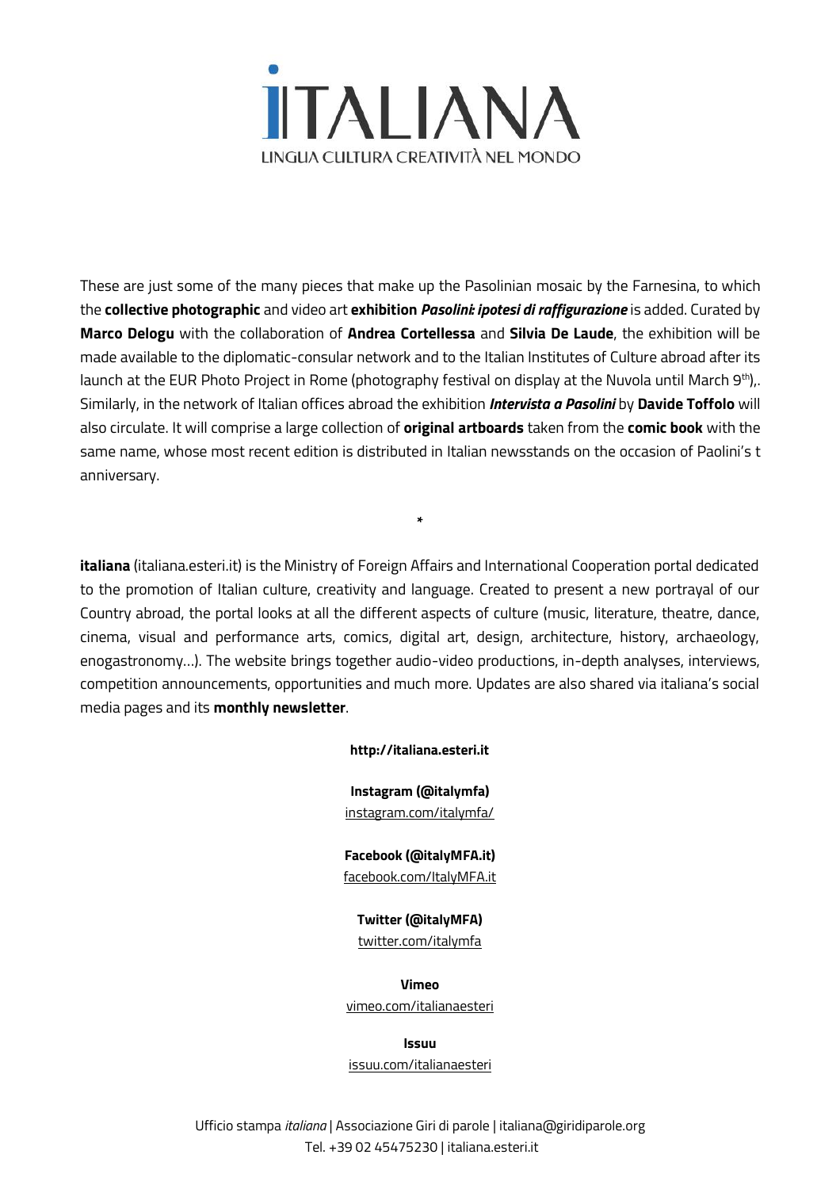These are just some of the many pieces that make up the Pasolinian mosaic by the Farnesina, to which the **collective photographic** and video art **exhibition *Pasolini: ipotesi di raffigurazione*** is added. Curated by **Marco Delogu** with the collaboration of **Andrea Cortellessa** and **Silvia De Laude**, the exhibition will be made available to the diplomatic-consular network and to the Italian Institutes of Culture abroad after its launch at the EUR Photo Project in Rome (photography festival on display at the Nuvola until March 9th),. Similarly, in the network of Italian offices abroad the exhibition ***Intervista a Pasolini*** by **Davide Toffolo** will also circulate. It will comprise a large collection of **original artboards** taken from the **comic book** with the same name, whose most recent edition is distributed in Italian newsstands on the occasion of Paolini's t anniversary.

*

**italiana** (italiana.esteri.it) is the Ministry of Foreign Affairs and International Cooperation portal dedicated to the promotion of Italian culture, creativity and language. Created to present a new portrayal of our Country abroad, the portal looks at all the different aspects of culture (music, literature, theatre, dance, cinema, visual and performance arts, comics, digital art, design, architecture, history, archaeology, enogastronomy...). The website brings together audio-video productions, in-depth analyses, interviews, competition announcements, opportunities and much more. Updates are also shared via italiana's social media pages and its **monthly newsletter**.

**http://italiana.esteri.it**

**Instagram (@italymfa)**
instagram.com/italymfa/

**Facebook (@italyMFA.it)**
facebook.com/ItalyMFA.it

**Twitter (@italyMFA)**
twitter.com/italymfa

**Vimeo**
vimeo.com/italianaesteri

**Issuu**
issuu.com/italianaesteri

Ufficio stampa *italiana* | Associazione Giri di parole | italiana@giridiparole.org
Tel. +39 02 45475230 | italiana.esteri.it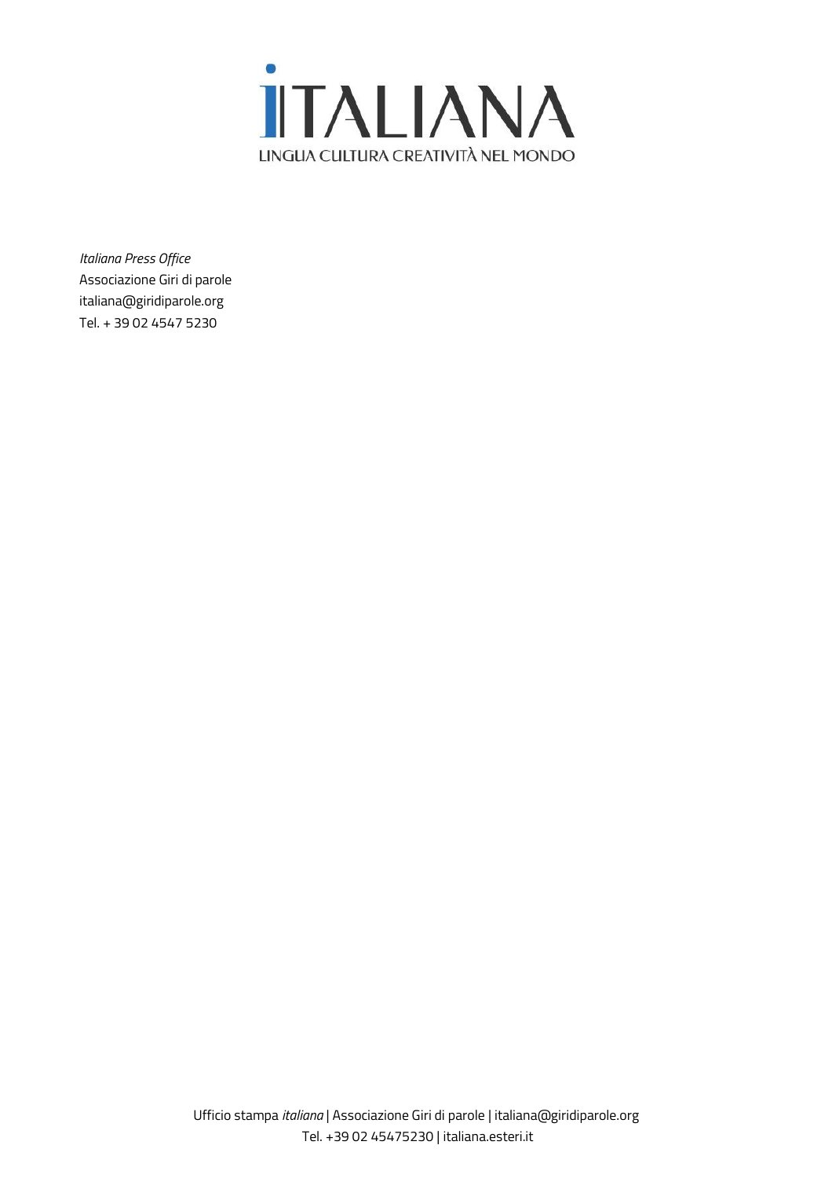*Italiana Press Office*
Associazione Giri di parole
italiana@giridiparole.org
Tel. + 39 02 4547 5230